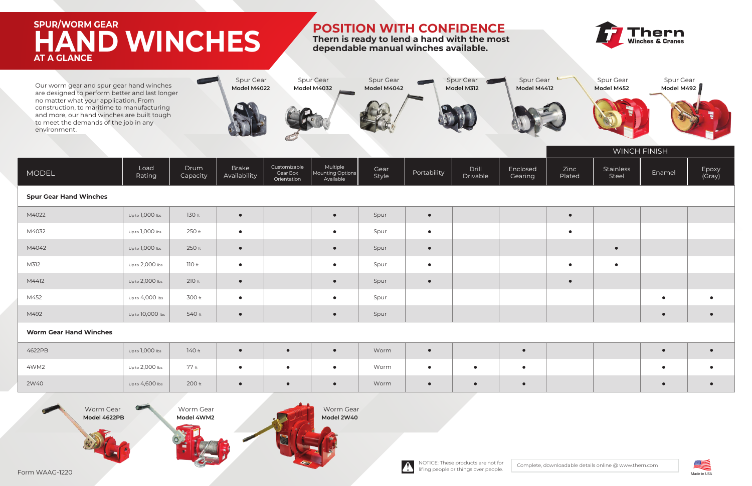# SPUR/WORM GEAR HAND WINCHES AT A GLANCE

## POSITION WITH CONFIDENCE

**Thern is ready to lend a hand with the most dependable manual winches available.**

Thern Winches & Cranes

Our worm gear and spur gear hand winches are designed to perform better and last longer no matter what your application. From construction, to maritime to manufacturing and more, our hand winches are built tough to meet the demands of the job in any environment.

Spur Gear **Model M4022**

Spur Gear **Model M4032**

Spur Gear **Model M4042**

Spur Gear **Model M312**

Spur Gear **Model M4412**

Spur Gear **Model M452**

Spur Gear **Model M492**

| MODEL | Load Rating | Drum Capacity | Brake Availability | Customizable Gear Box Orientation | Multiple Mounting Options Available | Gear Style | Portability | Drill Drivable | Enclosed Gearing | WINCH FINISH | | | |
|---|---|---|---|---|---|---|---|---|---|---|---|---|---|
| | | | | | | | | | | Zinc Plated | Stainless Steel | Enamel | Epoxy (Gray) |
| **Spur Gear Hand Winches** | | | | | | | | | | | | | |
| M4022 | Up to 1,000 lbs | 130 ft | ● | | ● | Spur | ● | | | ● | | | |
| M4032 | Up to 1,000 lbs | 250 ft | ● | | ● | Spur | ● | | | ● | | | |
| M4042 | Up to 1,000 lbs | 250 ft | ● | | ● | Spur | ● | | | | ● | | |
| M312 | Up to 2,000 lbs | 110 ft | ● | | ● | Spur | ● | | | ● | ● | | |
| M4412 | Up to 2,000 lbs | 210 ft | ● | | ● | Spur | ● | | | ● | | | |
| M452 | Up to 4,000 lbs | 300 ft | ● | | ● | Spur | | | | | | ● | ● |
| M492 | Up to 10,000 lbs | 540 ft | ● | | ● | Spur | | | | | | ● | ● |
| **Worm Gear Hand Winches** | | | | | | | | | | | | | |
| 4622PB | Up to 1,000 lbs | 140 ft | ● | ● | ● | Worm | ● | | ● | | | ● | ● |
| 4WM2 | Up to 2,000 lbs | 77 ft | ● | ● | ● | Worm | ● | ● | ● | | | ● | ● |
| 2W40 | Up to 4,600 lbs | 200 ft | ● | ● | ● | Worm | ● | ● | ● | | | ● | ● |

Worm Gear **Model 4622PB**

Worm Gear **Model 4WM2**

Worm Gear **Model 2W40**

NOTICE: These products are not for lifing people or things over people.

Complete, downloadable details online @ www.thern.com

Made in USA

Form WAAG-1220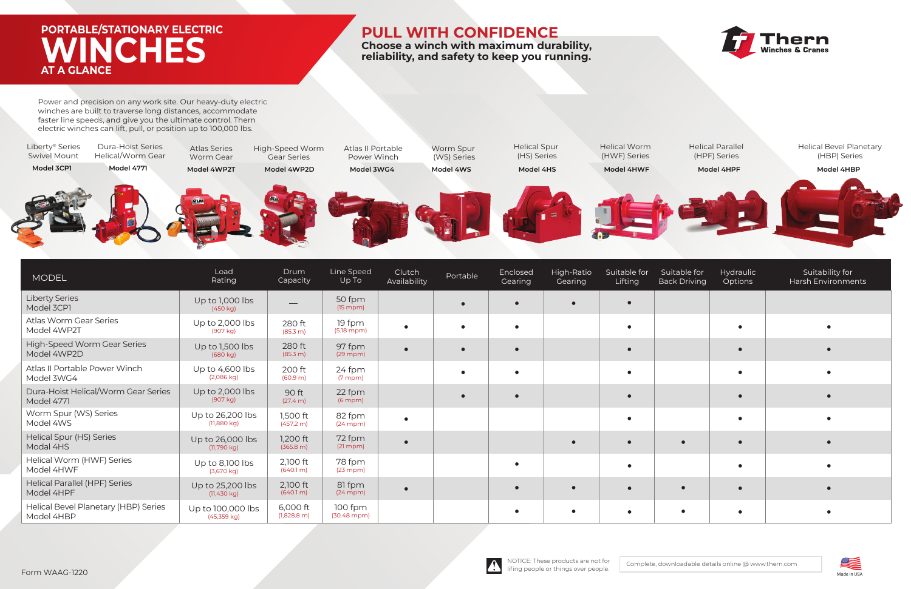# PORTABLE/STATIONARY ELECTRIC WINCHES AT A GLANCE

## PULL WITH CONFIDENCE

**Choose a winch with maximum durability, reliability, and safety to keep you running.**

Thern Winches & Cranes

Power and precision on any work site. Our heavy-duty electric winches are built to traverse long distances, accommodate faster line speeds, and give you the ultimate control. Thern electric winches can lift, pull, or position up to 100,000 lbs.

| Liberty® Series Swivel Mount | Dura-Hoist Series Helical/Worm Gear | Atlas Series Worm Gear | High-Speed Worm Gear Series | Atlas II Portable Power Winch | Worm Spur (WS) Series | Helical Spur (HS) Series | Helical Worm (HWF) Series | Helical Parallel (HPF) Series | Helical Bevel Planetary (HBP) Series |
|---|---|---|---|---|---|---|---|---|---|
| **Model 3CP1** | **Model 4771** | **Model 4WP2T** | **Model 4WP2D** | **Model 3WG4** | **Model 4WS** | **Model 4HS** | **Model 4HWF** | **Model 4HPF** | **Model 4HBP** |

| MODEL | Load Rating | Drum Capacity | Line Speed Up To | Clutch Availability | Portable | Enclosed Gearing | High-Ratio Gearing | Suitable for Lifting | Suitable for Back Driving | Hydraulic Options | Suitability for Harsh Environments |
|---|---|---|---|---|---|---|---|---|---|---|---|
| Liberty Series Model 3CP1 | Up to 1,000 lbs (450 kg) | — | 50 fpm (15 mpm) | | • | • | • | • | | | |
| Atlas Worm Gear Series Model 4WP2T | Up to 2,000 lbs (907 kg) | 280 ft (85.3 m) | 19 fpm (5.18 mpm) | • | • | • | | • | | • | • |
| High-Speed Worm Gear Series Model 4WP2D | Up to 1,500 lbs (680 kg) | 280 ft (85.3 m) | 97 fpm (29 mpm) | • | • | • | | • | | • | • |
| Atlas II Portable Power Winch Model 3WG4 | Up to 4,600 lbs (2,086 kg) | 200 ft (60.9 m) | 24 fpm (7 mpm) | | • | • | | • | | • | • |
| Dura-Hoist Helical/Worm Gear Series Model 4771 | Up to 2,000 lbs (907 kg) | 90 ft (27.4 m) | 22 fpm (6 mpm) | | • | • | | • | | • | • |
| Worm Spur (WS) Series Model 4WS | Up to 26,200 lbs (11,880 kg) | 1,500 ft (457.2 m) | 82 fpm (24 mpm) | • | | | | • | | • | • |
| Helical Spur (HS) Series Modal 4HS | Up to 26,000 lbs (11,790 kg) | 1,200 ft (365.8 m) | 72 fpm (21 mpm) | • | | | • | • | • | • | • |
| Helical Worm (HWF) Series Model 4HWF | Up to 8,100 lbs (3,670 kg) | 2,100 ft (640.1 m) | 78 fpm (23 mpm) | | | • | | • | | • | • |
| Helical Parallel (HPF) Series Model 4HPF | Up to 25,200 lbs (11,430 kg) | 2,100 ft (640.1 m) | 81 fpm (24 mpm) | • | | • | • | • | • | • | • |
| Helical Bevel Planetary (HBP) Series Model 4HBP | Up to 100,000 lbs (45,359 kg) | 6,000 ft (1,828.8 m) | 100 fpm (30.48 mpm) | | | • | • | • | • | • | • |

Form WAAG-1220

NOTICE: These products are not for lifting people or things over people.

Complete, downloadable details online @ www.thern.com

Made in USA